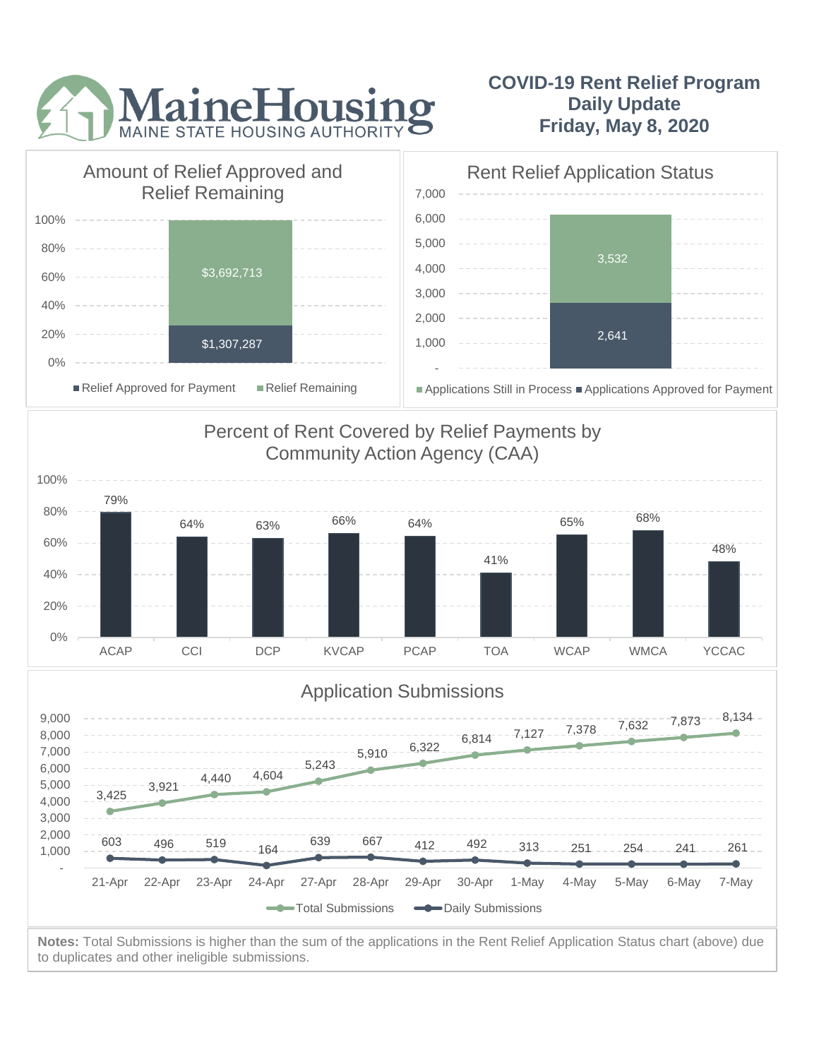MaineHousing
MAINE STATE HOUSING AUTHORITY

# COVID-19 Rent Relief Program Daily Update Friday, May 8, 2020

## Amount of Relief Approved and Relief Remaining

| Category | Amount |
| --- | --- |
| Relief Approved for Payment | $1,307,287 |
| Relief Remaining | $3,692,713 |

## Rent Relief Application Status

| Category | Count |
| --- | --- |
| Applications Approved for Payment | 2,641 |
| Applications Still in Process | 3,532 |

## Percent of Rent Covered by Relief Payments by Community Action Agency (CAA)

| CAA | Percent |
| --- | --- |
| ACAP | 79% |
| CCI | 64% |
| DCP | 63% |
| KVCAP | 66% |
| PCAP | 64% |
| TOA | 41% |
| WCAP | 65% |
| WMCA | 68% |
| YCCAC | 48% |

## Application Submissions

| Date | Total Submissions | Daily Submissions |
| --- | --- | --- |
| 21-Apr | 3,425 | 603 |
| 22-Apr | 3,921 | 496 |
| 23-Apr | 4,440 | 519 |
| 24-Apr | 4,604 | 164 |
| 27-Apr | 5,243 | 639 |
| 28-Apr | 5,910 | 667 |
| 29-Apr | 6,322 | 412 |
| 30-Apr | 6,814 | 492 |
| 1-May | 7,127 | 313 |
| 4-May | 7,378 | 251 |
| 5-May | 7,632 | 254 |
| 6-May | 7,873 | 241 |
| 7-May | 8,134 | 261 |

**Notes:** Total Submissions is higher than the sum of the applications in the Rent Relief Application Status chart (above) due to duplicates and other ineligible submissions.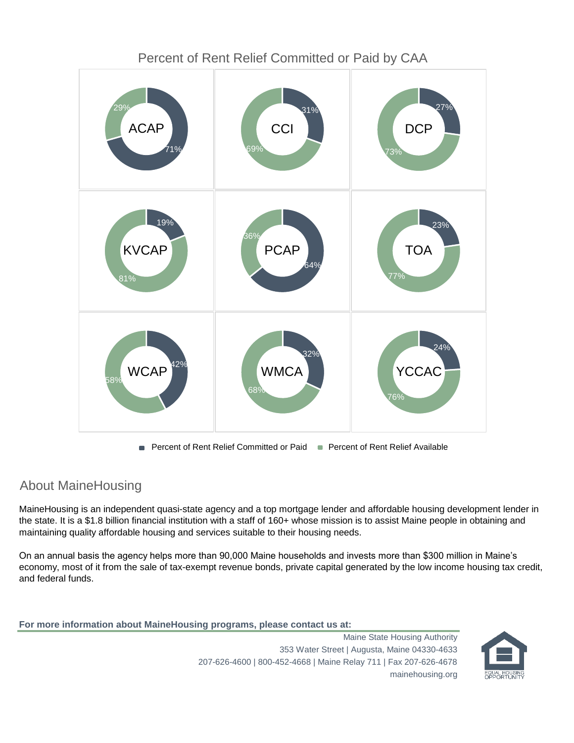## Percent of Rent Relief Committed or Paid by CAA

ACAP
29%
71%

CCI
31%
69%

DCP
27%
73%

KVCAP
19%
81%

PCAP
36%
64%

TOA
23%
77%

WCAP
42%
58%

WMCA
32%
68%

YCCAC
24%
76%

Percent of Rent Relief Committed or Paid
Percent of Rent Relief Available

## About MaineHousing

MaineHousing is an independent quasi-state agency and a top mortgage lender and affordable housing development lender in the state. It is a $1.8 billion financial institution with a staff of 160+ whose mission is to assist Maine people in obtaining and maintaining quality affordable housing and services suitable to their housing needs.

On an annual basis the agency helps more than 90,000 Maine households and invests more than $300 million in Maine's economy, most of it from the sale of tax-exempt revenue bonds, private capital generated by the low income housing tax credit, and federal funds.

**For more information about MaineHousing programs, please contact us at:**

Maine State Housing Authority
353 Water Street | Augusta, Maine 04330-4633
207-626-4600 | 800-452-4668 | Maine Relay 711 | Fax 207-626-4678
mainehousing.org

EQUAL HOUSING OPPORTUNITY